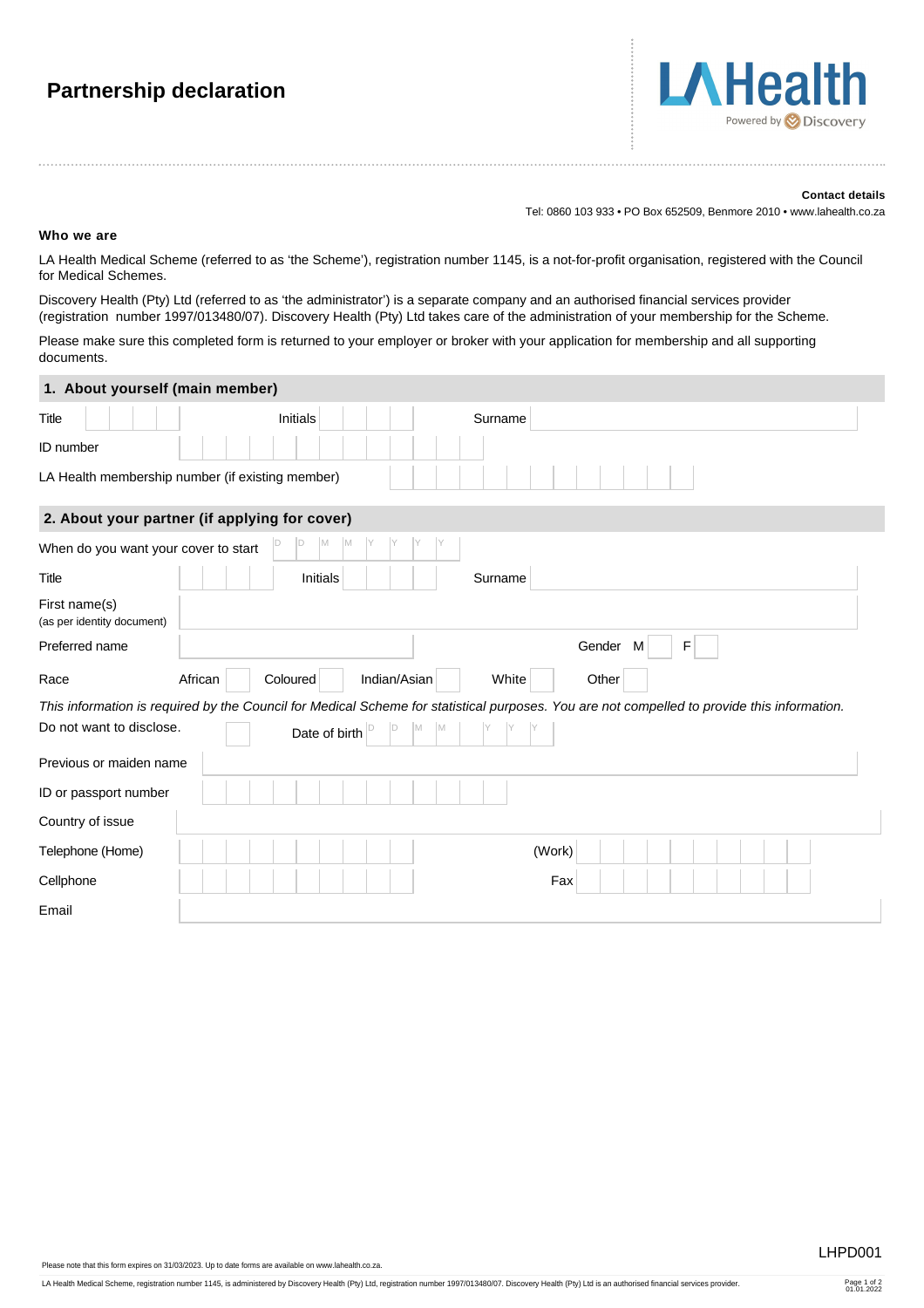# Partnership declaration

LA Health
Powered by Discovery

**Contact details**

Tel: 0860 103 933 • PO Box 652509, Benmore 2010 • www.lahealth.co.za

**Who we are**

LA Health Medical Scheme (referred to as 'the Scheme'), registration number 1145, is a not-for-profit organisation, registered with the Council for Medical Schemes.

Discovery Health (Pty) Ltd (referred to as 'the administrator') is a separate company and an authorised financial services provider (registration number 1997/013480/07). Discovery Health (Pty) Ltd takes care of the administration of your membership for the Scheme.

Please make sure this completed form is returned to your employer or broker with your application for membership and all supporting documents.

## 1. About yourself (main member)

Title | Initials | Surname

ID number

LA Health membership number (if existing member)

## 2. About your partner (if applying for cover)

When do you want your cover to start D D M M Y Y Y Y

Title | Initials | Surname

First name(s)
(as per identity document)

Preferred name | Gender M F

Race: African | Coloured | Indian/Asian | White | Other

*This information is required by the Council for Medical Scheme for statistical purposes. You are not compelled to provide this information.*

Do not want to disclose. | Date of birth D D M M Y Y Y

Previous or maiden name

ID or passport number

Country of issue

Telephone (Home) | (Work)

Cellphone | Fax

Email

LHPD001

Please note that this form expires on 31/03/2023. Up to date forms are available on www.lahealth.co.za.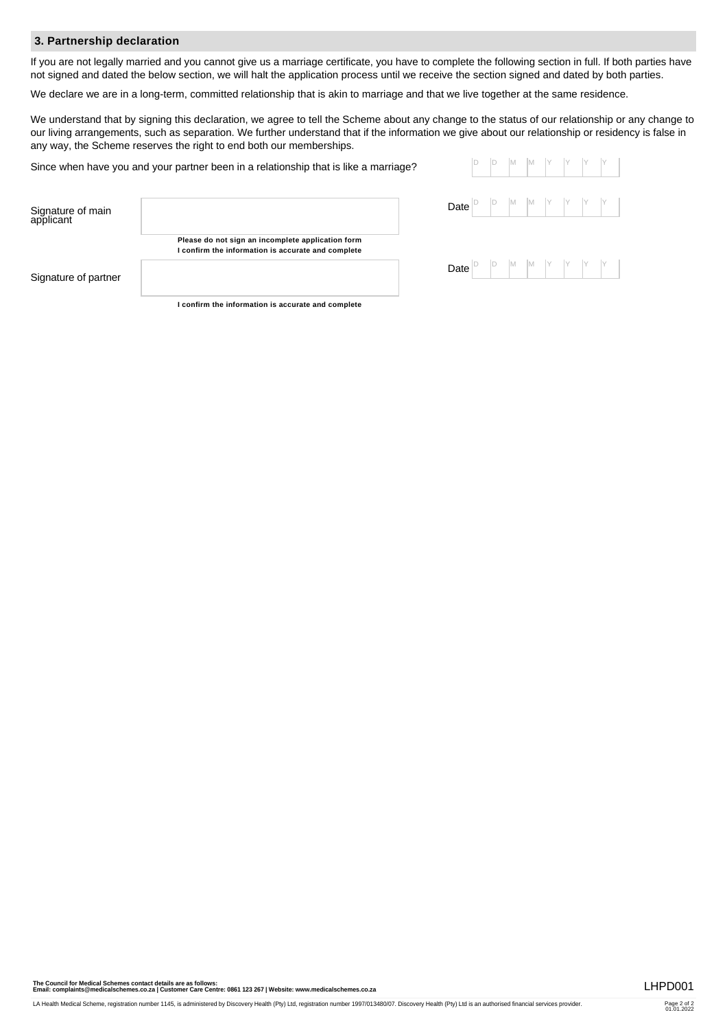## 3. Partnership declaration

If you are not legally married and you cannot give us a marriage certificate, you have to complete the following section in full. If both parties have not signed and dated the below section, we will halt the application process until we receive the section signed and dated by both parties.

We declare we are in a long-term, committed relationship that is akin to marriage and that we live together at the same residence.

We understand that by signing this declaration, we agree to tell the Scheme about any change to the status of our relationship or any change to our living arrangements, such as separation. We further understand that if the information we give about our relationship or residency is false in any way, the Scheme reserves the right to end both our memberships.

Since when have you and your partner been in a relationship that is like a marriage? D D M M Y Y Y Y

Signature of main applicant ____________________ Date D D M M Y Y Y Y

**Please do not sign an incomplete application form**
**I confirm the information is accurate and complete**

Signature of partner ____________________ Date D D M M Y Y Y Y

**I confirm the information is accurate and complete**

**The Council for Medical Schemes contact details are as follows:**
**Email: complaints@medicalschemes.co.za | Customer Care Centre: 0861 123 267 | Website: www.medicalschemes.co.za**

LHPD001

LA Health Medical Scheme, registration number 1145, is administered by Discovery Health (Pty) Ltd, registration number 1997/013480/07. Discovery Health (Pty) Ltd is an authorised financial services provider.

01.01.2022